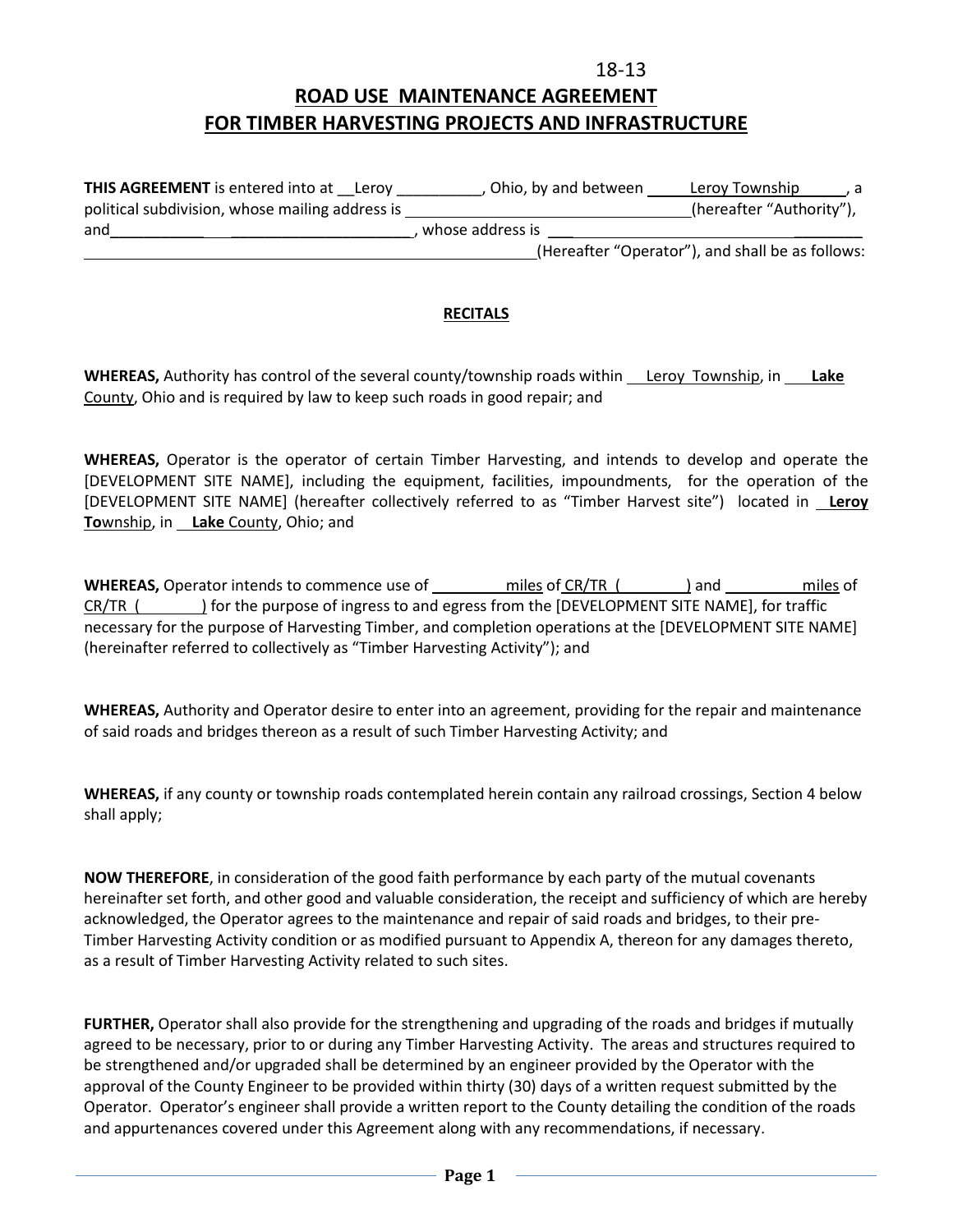18-13

# ROAD USE MAINTENANCE AGREEMENT FOR TIMBER HARVESTING PROJECTS AND INFRASTRUCTURE

**THIS AGREEMENT** is entered into at __Leroy __________, Ohio, by and between _____Leroy Township______, a political subdivision, whose mailing address is ________________________________(hereafter "Authority"), and________________________________, whose address is ________________________________________ ________________________________________________________(Hereafter "Operator"), and shall be as follows:

## RECITALS

**WHEREAS,** Authority has control of the several county/township roads within __Leroy Township, in ___**Lake** County, Ohio and is required by law to keep such roads in good repair; and

**WHEREAS,** Operator is the operator of certain Timber Harvesting, and intends to develop and operate the [DEVELOPMENT SITE NAME], including the equipment, facilities, impoundments, for the operation of the [DEVELOPMENT SITE NAME] (hereafter collectively referred to as "Timber Harvest site") located in __**Leroy To**wnship, in __**Lake** County, Ohio; and

**WHEREAS,** Operator intends to commence use of _________miles of CR/TR (________) and _________miles of CR/TR (_______) for the purpose of ingress to and egress from the [DEVELOPMENT SITE NAME], for traffic necessary for the purpose of Harvesting Timber, and completion operations at the [DEVELOPMENT SITE NAME] (hereinafter referred to collectively as "Timber Harvesting Activity"); and

**WHEREAS,** Authority and Operator desire to enter into an agreement, providing for the repair and maintenance of said roads and bridges thereon as a result of such Timber Harvesting Activity; and

**WHEREAS,** if any county or township roads contemplated herein contain any railroad crossings, Section 4 below shall apply;

**NOW THEREFORE**, in consideration of the good faith performance by each party of the mutual covenants hereinafter set forth, and other good and valuable consideration, the receipt and sufficiency of which are hereby acknowledged, the Operator agrees to the maintenance and repair of said roads and bridges, to their pre-Timber Harvesting Activity condition or as modified pursuant to Appendix A, thereon for any damages thereto, as a result of Timber Harvesting Activity related to such sites.

**FURTHER,** Operator shall also provide for the strengthening and upgrading of the roads and bridges if mutually agreed to be necessary, prior to or during any Timber Harvesting Activity. The areas and structures required to be strengthened and/or upgraded shall be determined by an engineer provided by the Operator with the approval of the County Engineer to be provided within thirty (30) days of a written request submitted by the Operator. Operator's engineer shall provide a written report to the County detailing the condition of the roads and appurtenances covered under this Agreement along with any recommendations, if necessary.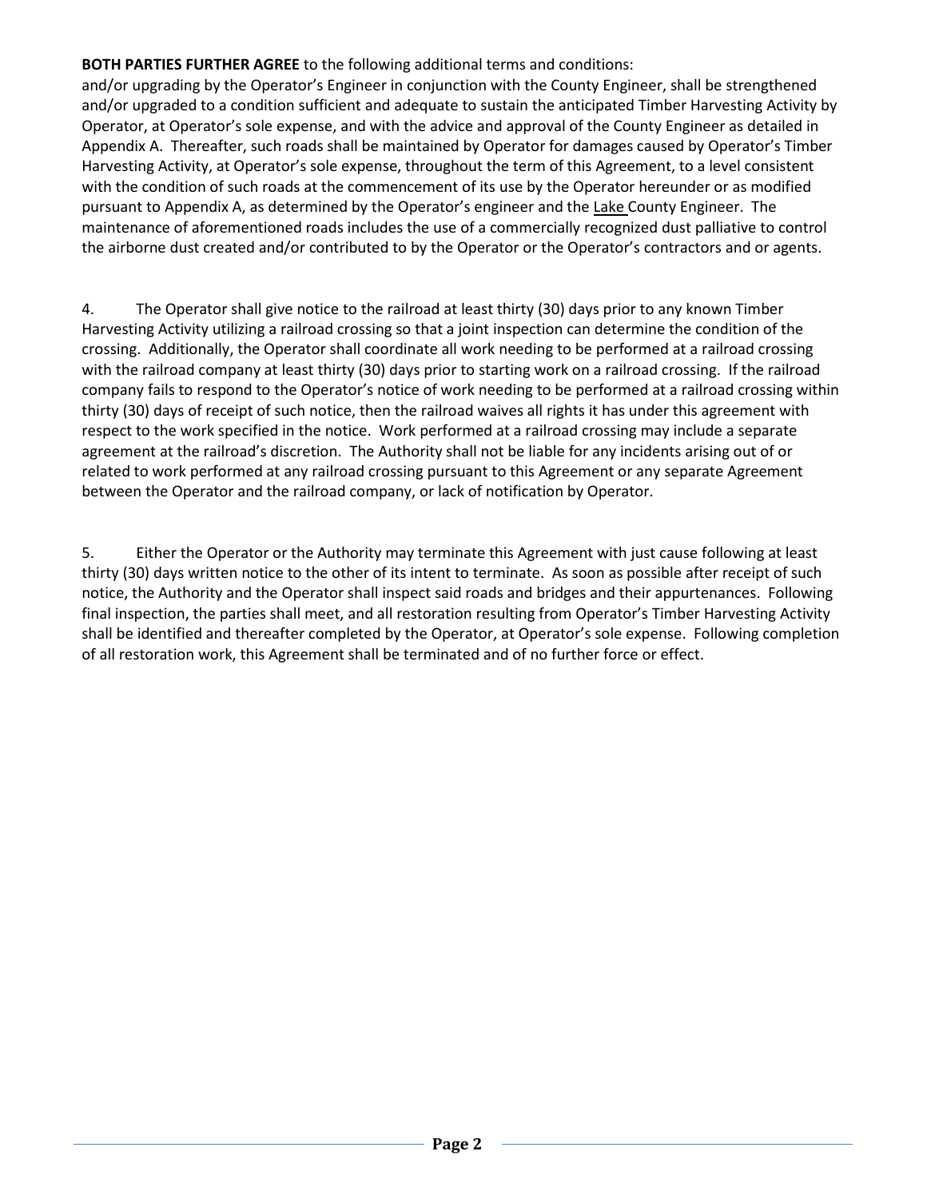**BOTH PARTIES FURTHER AGREE** to the following additional terms and conditions:
and/or upgrading by the Operator's Engineer in conjunction with the County Engineer, shall be strengthened and/or upgraded to a condition sufficient and adequate to sustain the anticipated Timber Harvesting Activity by Operator, at Operator's sole expense, and with the advice and approval of the County Engineer as detailed in Appendix A. Thereafter, such roads shall be maintained by Operator for damages caused by Operator's Timber Harvesting Activity, at Operator's sole expense, throughout the term of this Agreement, to a level consistent with the condition of such roads at the commencement of its use by the Operator hereunder or as modified pursuant to Appendix A, as determined by the Operator's engineer and the Lake County Engineer. The maintenance of aforementioned roads includes the use of a commercially recognized dust palliative to control the airborne dust created and/or contributed to by the Operator or the Operator's contractors and or agents.

4. The Operator shall give notice to the railroad at least thirty (30) days prior to any known Timber Harvesting Activity utilizing a railroad crossing so that a joint inspection can determine the condition of the crossing. Additionally, the Operator shall coordinate all work needing to be performed at a railroad crossing with the railroad company at least thirty (30) days prior to starting work on a railroad crossing. If the railroad company fails to respond to the Operator's notice of work needing to be performed at a railroad crossing within thirty (30) days of receipt of such notice, then the railroad waives all rights it has under this agreement with respect to the work specified in the notice. Work performed at a railroad crossing may include a separate agreement at the railroad's discretion. The Authority shall not be liable for any incidents arising out of or related to work performed at any railroad crossing pursuant to this Agreement or any separate Agreement between the Operator and the railroad company, or lack of notification by Operator.

5. Either the Operator or the Authority may terminate this Agreement with just cause following at least thirty (30) days written notice to the other of its intent to terminate. As soon as possible after receipt of such notice, the Authority and the Operator shall inspect said roads and bridges and their appurtenances. Following final inspection, the parties shall meet, and all restoration resulting from Operator's Timber Harvesting Activity shall be identified and thereafter completed by the Operator, at Operator's sole expense. Following completion of all restoration work, this Agreement shall be terminated and of no further force or effect.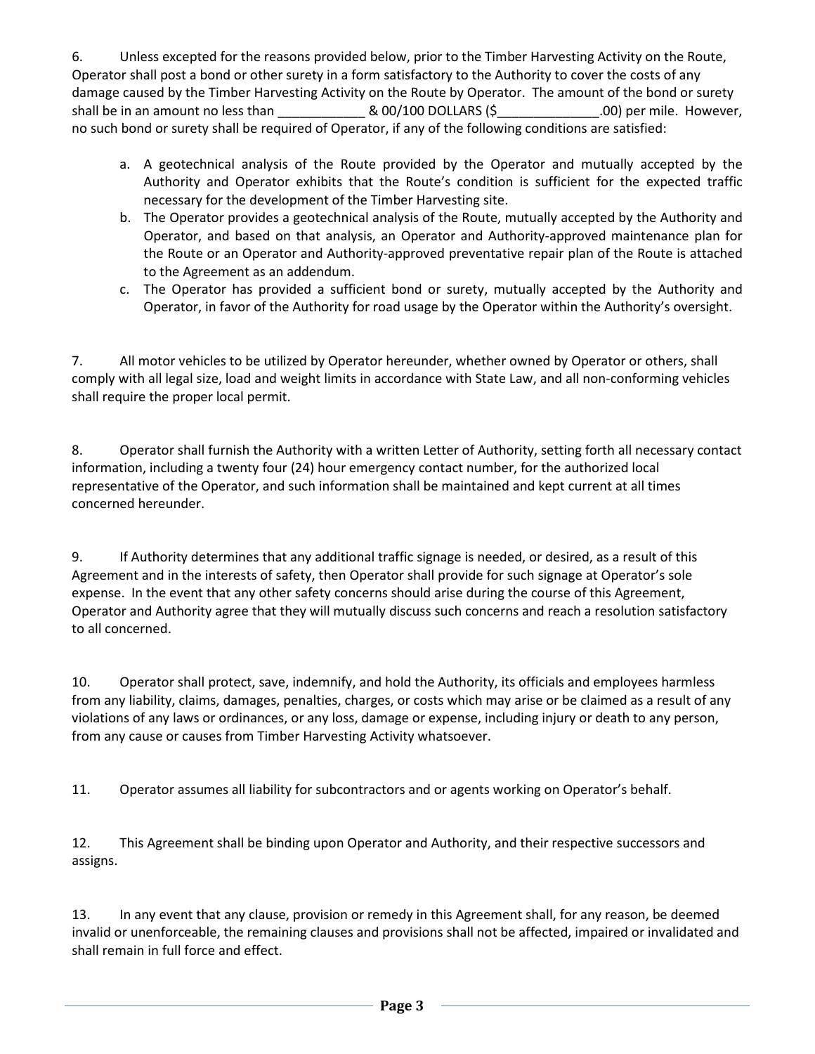6. Unless excepted for the reasons provided below, prior to the Timber Harvesting Activity on the Route, Operator shall post a bond or other surety in a form satisfactory to the Authority to cover the costs of any damage caused by the Timber Harvesting Activity on the Route by Operator. The amount of the bond or surety shall be in an amount no less than ____________ & 00/100 DOLLARS ($______________.00) per mile. However, no such bond or surety shall be required of Operator, if any of the following conditions are satisfied:

a. A geotechnical analysis of the Route provided by the Operator and mutually accepted by the Authority and Operator exhibits that the Route's condition is sufficient for the expected traffic necessary for the development of the Timber Harvesting site.

b. The Operator provides a geotechnical analysis of the Route, mutually accepted by the Authority and Operator, and based on that analysis, an Operator and Authority-approved maintenance plan for the Route or an Operator and Authority-approved preventative repair plan of the Route is attached to the Agreement as an addendum.

c. The Operator has provided a sufficient bond or surety, mutually accepted by the Authority and Operator, in favor of the Authority for road usage by the Operator within the Authority's oversight.

7. All motor vehicles to be utilized by Operator hereunder, whether owned by Operator or others, shall comply with all legal size, load and weight limits in accordance with State Law, and all non-conforming vehicles shall require the proper local permit.

8. Operator shall furnish the Authority with a written Letter of Authority, setting forth all necessary contact information, including a twenty four (24) hour emergency contact number, for the authorized local representative of the Operator, and such information shall be maintained and kept current at all times concerned hereunder.

9. If Authority determines that any additional traffic signage is needed, or desired, as a result of this Agreement and in the interests of safety, then Operator shall provide for such signage at Operator's sole expense. In the event that any other safety concerns should arise during the course of this Agreement, Operator and Authority agree that they will mutually discuss such concerns and reach a resolution satisfactory to all concerned.

10. Operator shall protect, save, indemnify, and hold the Authority, its officials and employees harmless from any liability, claims, damages, penalties, charges, or costs which may arise or be claimed as a result of any violations of any laws or ordinances, or any loss, damage or expense, including injury or death to any person, from any cause or causes from Timber Harvesting Activity whatsoever.

11. Operator assumes all liability for subcontractors and or agents working on Operator's behalf.

12. This Agreement shall be binding upon Operator and Authority, and their respective successors and assigns.

13. In any event that any clause, provision or remedy in this Agreement shall, for any reason, be deemed invalid or unenforceable, the remaining clauses and provisions shall not be affected, impaired or invalidated and shall remain in full force and effect.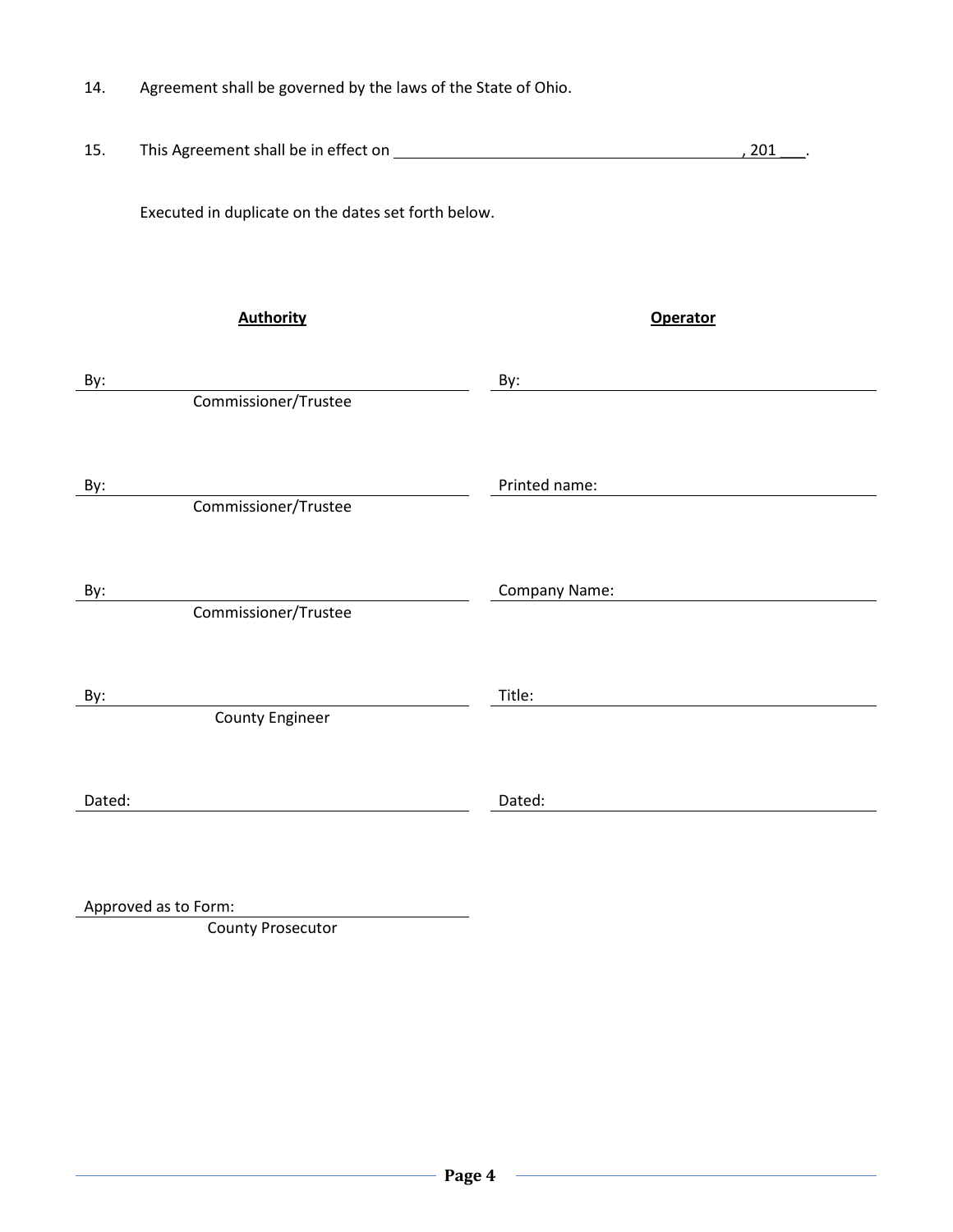14. Agreement shall be governed by the laws of the State of Ohio.

15. This Agreement shall be in effect on ________________________________________, 201 ___.

Executed in duplicate on the dates set forth below.

| **Authority** | **Operator** |
|---|---|
| By: ______________________________ <br> Commissioner/Trustee | By: ______________________________ |
| By: ______________________________ <br> Commissioner/Trustee | Printed name: ______________________________ |
| By: ______________________________ <br> Commissioner/Trustee | Company Name: ______________________________ |
| By: ______________________________ <br> County Engineer | Title: ______________________________ |
| Dated: ______________________________ | Dated: ______________________________ |

Approved as to Form: ______________________________
County Prosecutor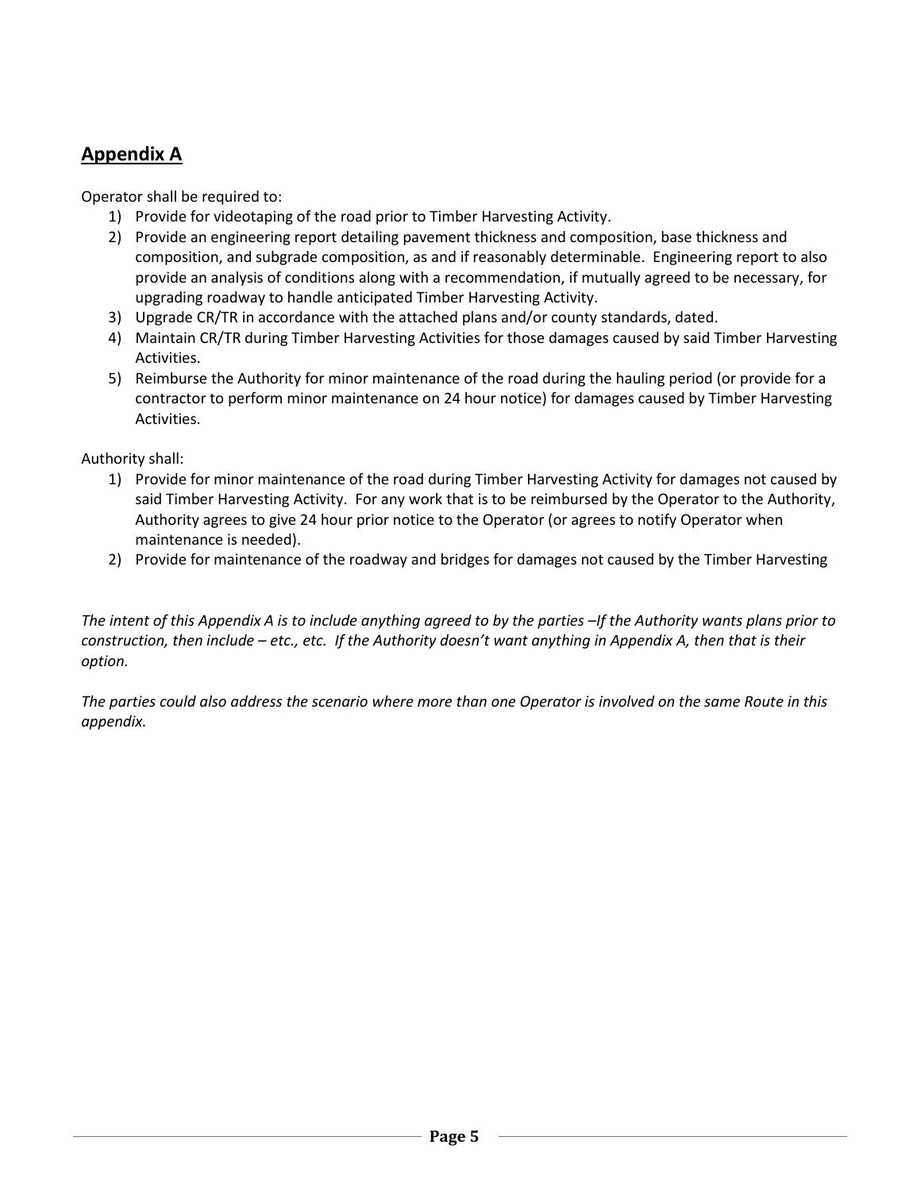## Appendix A

Operator shall be required to:

1) Provide for videotaping of the road prior to Timber Harvesting Activity.
2) Provide an engineering report detailing pavement thickness and composition, base thickness and composition, and subgrade composition, as and if reasonably determinable. Engineering report to also provide an analysis of conditions along with a recommendation, if mutually agreed to be necessary, for upgrading roadway to handle anticipated Timber Harvesting Activity.
3) Upgrade CR/TR in accordance with the attached plans and/or county standards, dated.
4) Maintain CR/TR during Timber Harvesting Activities for those damages caused by said Timber Harvesting Activities.
5) Reimburse the Authority for minor maintenance of the road during the hauling period (or provide for a contractor to perform minor maintenance on 24 hour notice) for damages caused by Timber Harvesting Activities.

Authority shall:

1) Provide for minor maintenance of the road during Timber Harvesting Activity for damages not caused by said Timber Harvesting Activity. For any work that is to be reimbursed by the Operator to the Authority, Authority agrees to give 24 hour prior notice to the Operator (or agrees to notify Operator when maintenance is needed).
2) Provide for maintenance of the roadway and bridges for damages not caused by the Timber Harvesting

*The intent of this Appendix A is to include anything agreed to by the parties –If the Authority wants plans prior to construction, then include – etc., etc. If the Authority doesn't want anything in Appendix A, then that is their option.*

*The parties could also address the scenario where more than one Operator is involved on the same Route in this appendix.*